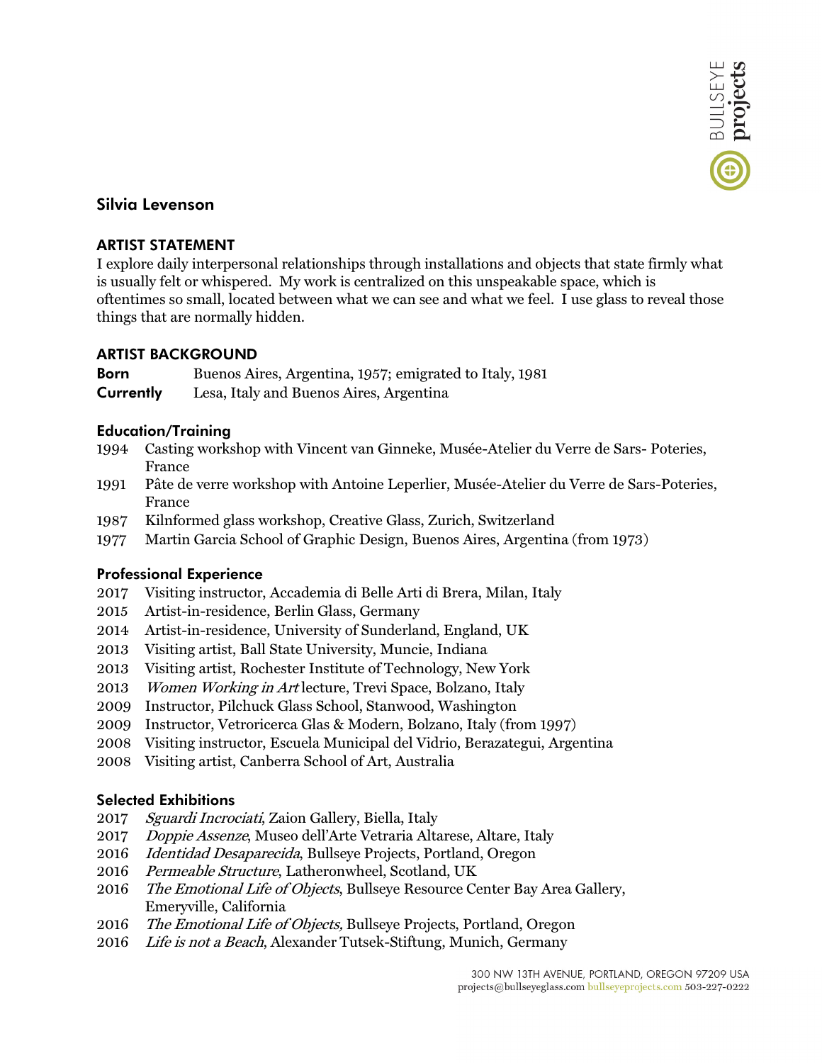# Silvia Levenson

## ARTIST STATEMENT

I explore daily interpersonal relationships through installations and objects that state firmly what is usually felt or whispered. My work is centralized on this unspeakable space, which is oftentimes so small, located between what we can see and what we feel. I use glass to reveal those things that are normally hidden.

## ARTIST BACKGROUND

**Born** Buenos Aires, Argentina, 1957; emigrated to Italy, 1981
**Currently** Lesa, Italy and Buenos Aires, Argentina

### Education/Training

- 1994 Casting workshop with Vincent van Ginneke, Musée-Atelier du Verre de Sars- Poteries, France
- 1991 Pâte de verre workshop with Antoine Leperlier, Musée-Atelier du Verre de Sars-Poteries, France
- 1987 Kilnformed glass workshop, Creative Glass, Zurich, Switzerland
- 1977 Martin Garcia School of Graphic Design, Buenos Aires, Argentina (from 1973)

### Professional Experience

- 2017 Visiting instructor, Accademia di Belle Arti di Brera, Milan, Italy
- 2015 Artist-in-residence, Berlin Glass, Germany
- 2014 Artist-in-residence, University of Sunderland, England, UK
- 2013 Visiting artist, Ball State University, Muncie, Indiana
- 2013 Visiting artist, Rochester Institute of Technology, New York
- 2013 *Women Working in Art* lecture, Trevi Space, Bolzano, Italy
- 2009 Instructor, Pilchuck Glass School, Stanwood, Washington
- 2009 Instructor, Vetroricerca Glas & Modern, Bolzano, Italy (from 1997)
- 2008 Visiting instructor, Escuela Municipal del Vidrio, Berazategui, Argentina
- 2008 Visiting artist, Canberra School of Art, Australia

### Selected Exhibitions

- 2017 *Sguardi Incrociati*, Zaion Gallery, Biella, Italy
- 2017 *Doppie Assenze*, Museo dell'Arte Vetraria Altarese, Altare, Italy
- 2016 *Identidad Desaparecida*, Bullseye Projects, Portland, Oregon
- 2016 *Permeable Structure*, Latheronwheel, Scotland, UK
- 2016 *The Emotional Life of Objects*, Bullseye Resource Center Bay Area Gallery, Emeryville, California
- 2016 *The Emotional Life of Objects,* Bullseye Projects, Portland, Oregon
- 2016 *Life is not a Beach*, Alexander Tutsek-Stiftung, Munich, Germany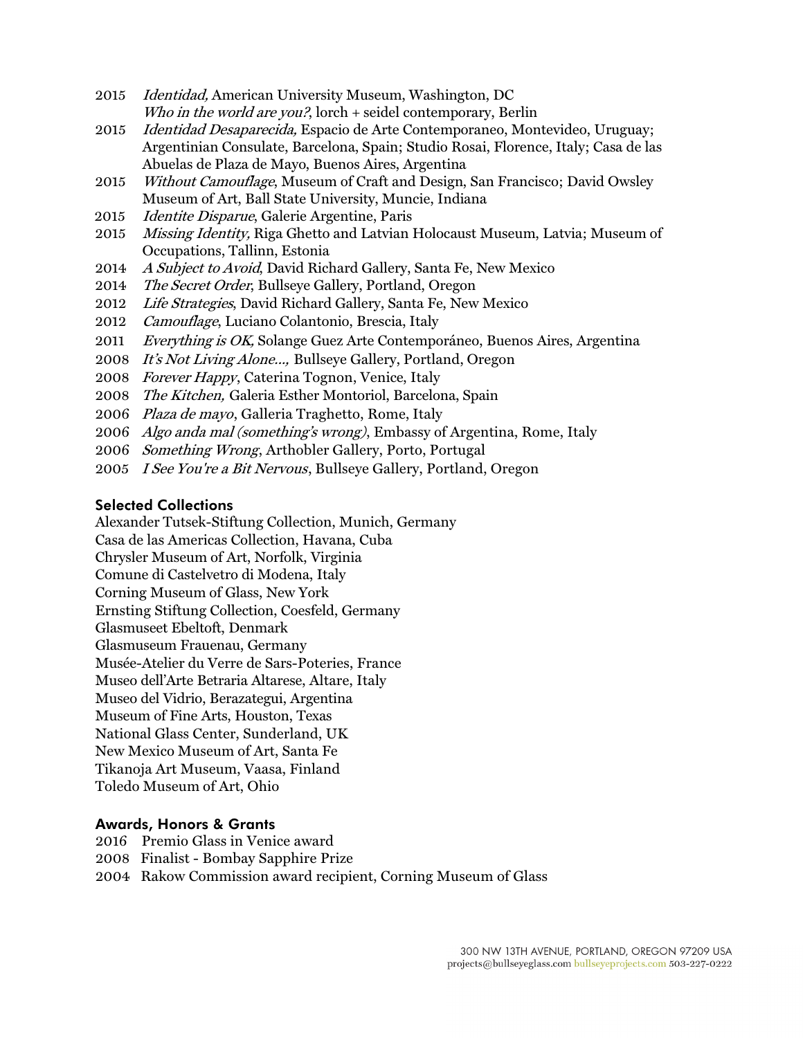2015 *Identidad,* American University Museum, Washington, DC
*Who in the world are you?*, lorch + seidel contemporary, Berlin
2015 *Identidad Desaparecida,* Espacio de Arte Contemporaneo, Montevideo, Uruguay; Argentinian Consulate, Barcelona, Spain; Studio Rosai, Florence, Italy; Casa de las Abuelas de Plaza de Mayo, Buenos Aires, Argentina
2015 *Without Camouflage*, Museum of Craft and Design, San Francisco; David Owsley Museum of Art, Ball State University, Muncie, Indiana
2015 *Identite Disparue*, Galerie Argentine, Paris
2015 *Missing Identity,* Riga Ghetto and Latvian Holocaust Museum, Latvia; Museum of Occupations, Tallinn, Estonia
2014 *A Subject to Avoid,* David Richard Gallery, Santa Fe, New Mexico
2014 *The Secret Order*, Bullseye Gallery, Portland, Oregon
2012 *Life Strategies*, David Richard Gallery, Santa Fe, New Mexico
2012 *Camouflage*, Luciano Colantonio, Brescia, Italy
2011 *Everything is OK,* Solange Guez Arte Contemporáneo, Buenos Aires, Argentina
2008 *It's Not Living Alone…,* Bullseye Gallery, Portland, Oregon
2008 *Forever Happy*, Caterina Tognon, Venice, Italy
2008 *The Kitchen,* Galeria Esther Montoriol, Barcelona, Spain
2006 *Plaza de mayo*, Galleria Traghetto, Rome, Italy
2006 *Algo anda mal (something's wrong),* Embassy of Argentina, Rome, Italy
2006 *Something Wrong*, Arthobler Gallery, Porto, Portugal
2005 *I See You're a Bit Nervous*, Bullseye Gallery, Portland, Oregon

## Selected Collections

Alexander Tutsek-Stiftung Collection, Munich, Germany
Casa de las Americas Collection, Havana, Cuba
Chrysler Museum of Art, Norfolk, Virginia
Comune di Castelvetro di Modena, Italy
Corning Museum of Glass, New York
Ernsting Stiftung Collection, Coesfeld, Germany
Glasmuseet Ebeltoft, Denmark
Glasmuseum Frauenau, Germany
Musée-Atelier du Verre de Sars-Poteries, France
Museo dell'Arte Betraria Altarese, Altare, Italy
Museo del Vidrio, Berazategui, Argentina
Museum of Fine Arts, Houston, Texas
National Glass Center, Sunderland, UK
New Mexico Museum of Art, Santa Fe
Tikanoja Art Museum, Vaasa, Finland
Toledo Museum of Art, Ohio

## Awards, Honors & Grants

2016 Premio Glass in Venice award
2008 Finalist - Bombay Sapphire Prize
2004 Rakow Commission award recipient, Corning Museum of Glass